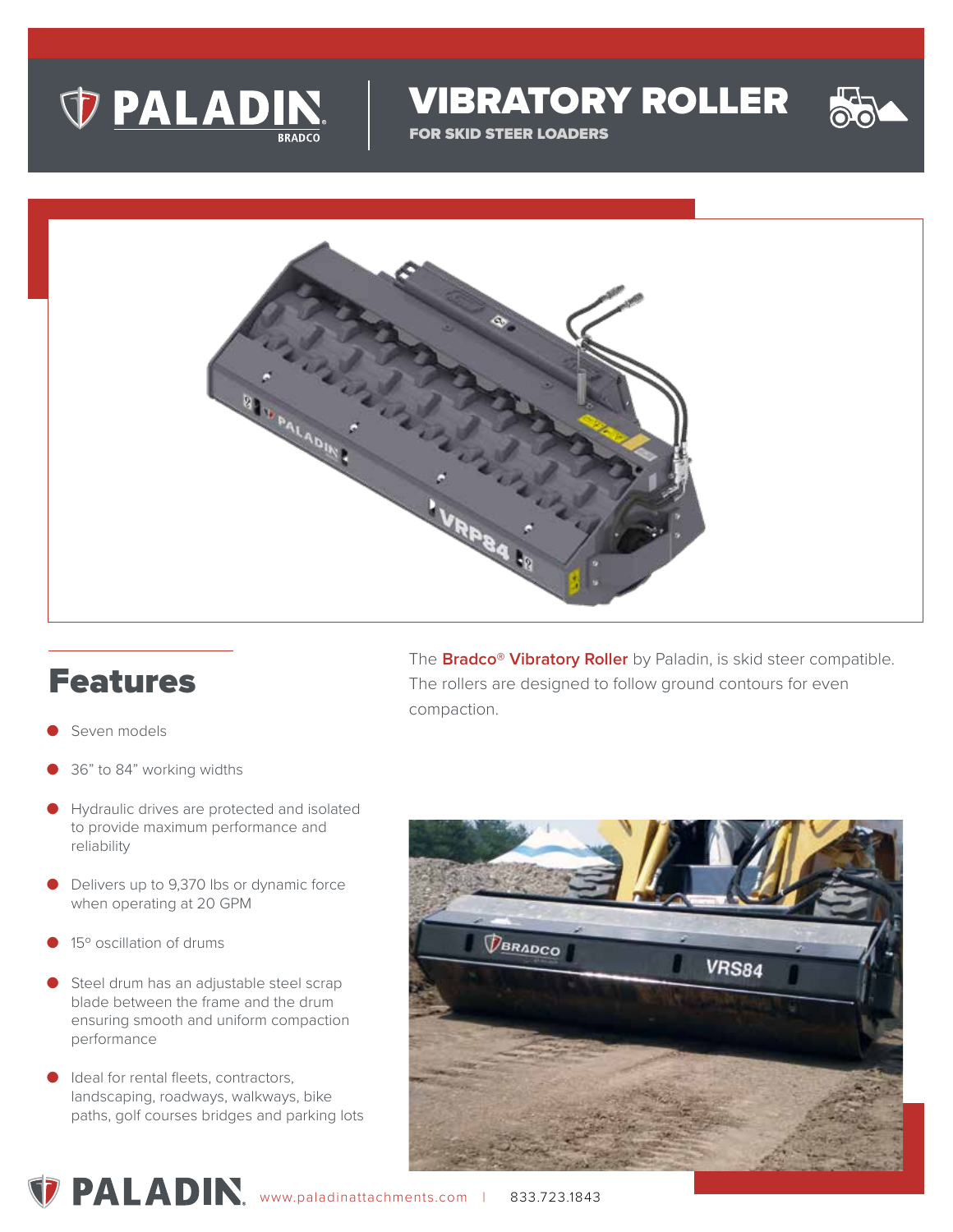# VIBRATORY ROLLER

**FOR SKID STEER LOADERS**

The **Bradco® Vibratory Roller** by Paladin, is skid steer compatible. The rollers are designed to follow ground contours for even compaction.

## Features

- Seven models
- 36" to 84" working widths
- Hydraulic drives are protected and isolated to provide maximum performance and reliability
- Delivers up to 9,370 lbs or dynamic force when operating at 20 GPM
- 15º oscillation of drums
- Steel drum has an adjustable steel scrap blade between the frame and the drum ensuring smooth and uniform compaction performance
- Ideal for rental fleets, contractors, landscaping, roadways, walkways, bike paths, golf courses bridges and parking lots

www.paladinattachments.com | 833.723.1843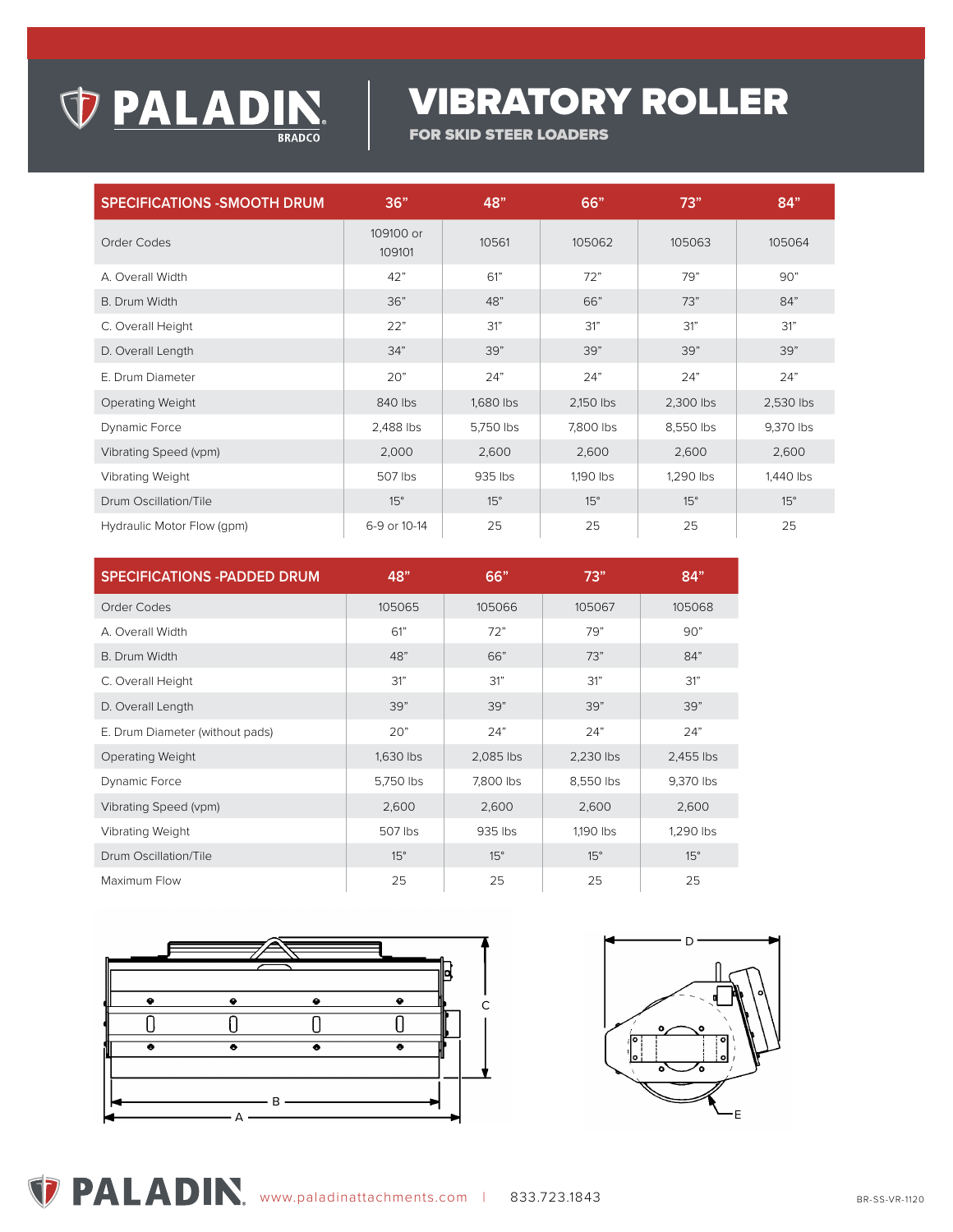# VIBRATORY ROLLER

## FOR SKID STEER LOADERS

| SPECIFICATIONS -SMOOTH DRUM | 36" | 48" | 66" | 73" | 84" |
|---|---|---|---|---|---|
| Order Codes | 109100 or 109101 | 10561 | 105062 | 105063 | 105064 |
| A. Overall Width | 42" | 61" | 72" | 79" | 90" |
| B. Drum Width | 36" | 48" | 66" | 73" | 84" |
| C. Overall Height | 22" | 31" | 31" | 31" | 31" |
| D. Overall Length | 34" | 39" | 39" | 39" | 39" |
| E. Drum Diameter | 20" | 24" | 24" | 24" | 24" |
| Operating Weight | 840 lbs | 1,680 lbs | 2,150 lbs | 2,300 lbs | 2,530 lbs |
| Dynamic Force | 2,488 lbs | 5,750 lbs | 7,800 lbs | 8,550 lbs | 9,370 lbs |
| Vibrating Speed (vpm) | 2,000 | 2,600 | 2,600 | 2,600 | 2,600 |
| Vibrating Weight | 507 lbs | 935 lbs | 1,190 lbs | 1,290 lbs | 1,440 lbs |
| Drum Oscillation/Tile | 15° | 15° | 15° | 15° | 15° |
| Hydraulic Motor Flow (gpm) | 6-9 or 10-14 | 25 | 25 | 25 | 25 |

| SPECIFICATIONS -PADDED DRUM | 48" | 66" | 73" | 84" |
|---|---|---|---|---|
| Order Codes | 105065 | 105066 | 105067 | 105068 |
| A. Overall Width | 61" | 72" | 79" | 90" |
| B. Drum Width | 48" | 66" | 73" | 84" |
| C. Overall Height | 31" | 31" | 31" | 31" |
| D. Overall Length | 39" | 39" | 39" | 39" |
| E. Drum Diameter (without pads) | 20" | 24" | 24" | 24" |
| Operating Weight | 1,630 lbs | 2,085 lbs | 2,230 lbs | 2,455 lbs |
| Dynamic Force | 5,750 lbs | 7,800 lbs | 8,550 lbs | 9,370 lbs |
| Vibrating Speed (vpm) | 2,600 | 2,600 | 2,600 | 2,600 |
| Vibrating Weight | 507 lbs | 935 lbs | 1,190 lbs | 1,290 lbs |
| Drum Oscillation/Tile | 15° | 15° | 15° | 15° |
| Maximum Flow | 25 | 25 | 25 | 25 |

A
B
C
D
E

www.paladinattachments.com | 833.723.1843

BR-SS-VR-1120